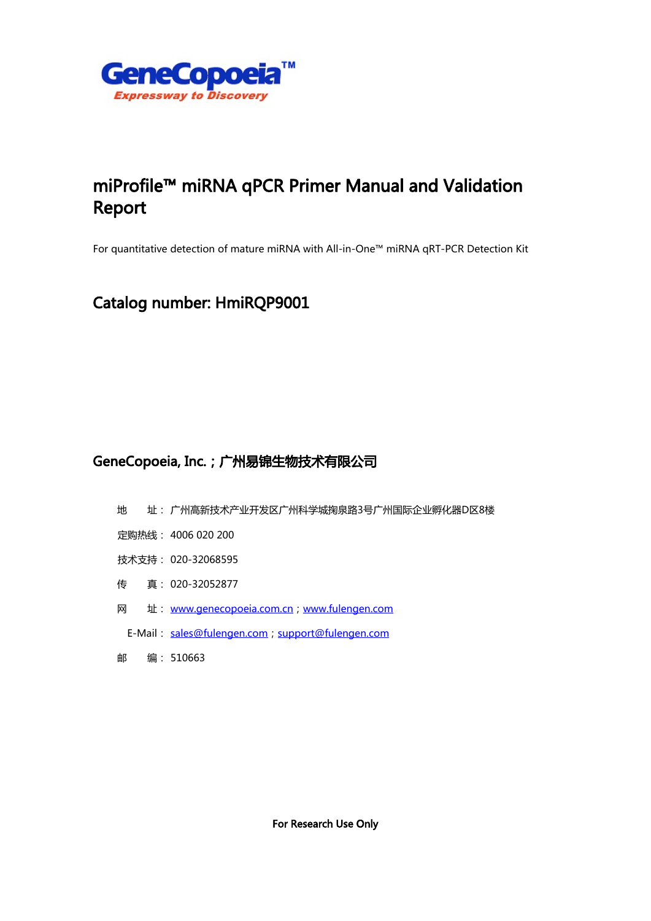GeneCopoeia™
Expressway to Discovery

# miProfile™ miRNA qPCR Primer Manual and Validation Report

For quantitative detection of mature miRNA with All-in-One™ miRNA qRT-PCR Detection Kit

## Catalog number: HmiRQP9001

## GeneCopoeia, Inc.；广州易锦生物技术有限公司

地　　址：广州高新技术产业开发区广州科学城掬泉路3号广州国际企业孵化器D区8楼

定购热线：4006 020 200

技术支持：020-32068595

传　　真：020-32052877

网　　址：www.genecopoeia.com.cn；www.fulengen.com

E-Mail：sales@fulengen.com；support@fulengen.com

邮　　编：510663

**For Research Use Only**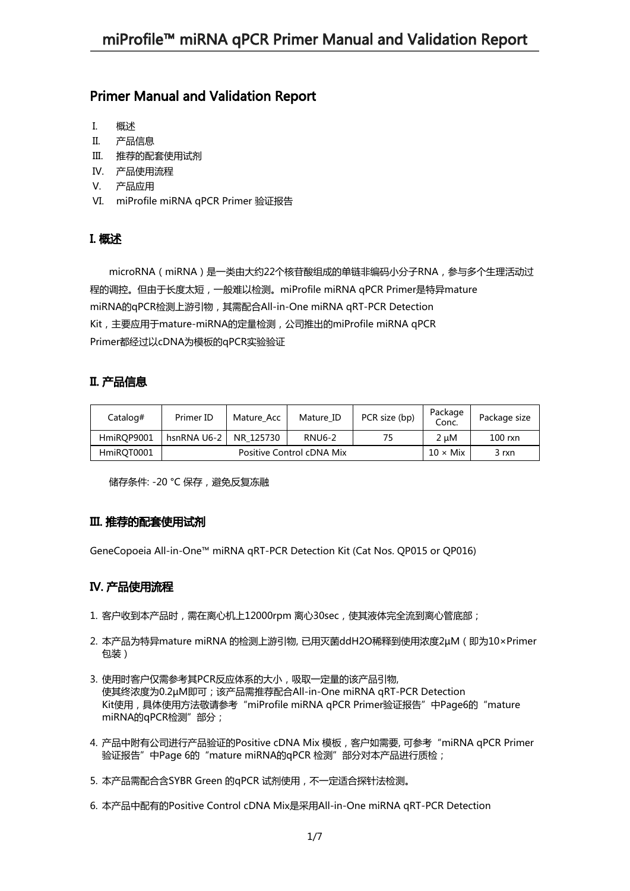## Primer Manual and Validation Report

I. 概述
II. 产品信息
III. 推荐的配套使用试剂
IV. 产品使用流程
V. 产品应用
VI. miProfile miRNA qPCR Primer 验证报告

### I. 概述

microRNA（miRNA）是一类由大约22个核苷酸组成的单链非编码小分子RNA，参与多个生理活动过程的调控。但由于长度太短，一般难以检测。miProfile miRNA qPCR Primer是特异mature miRNA的qPCR检测上游引物，其需配合All-in-One miRNA qRT-PCR Detection Kit，主要应用于mature-miRNA的定量检测，公司推出的miProfile miRNA qPCR Primer都经过以cDNA为模板的qPCR实验验证

### II. 产品信息

| Catalog# | Primer ID | Mature_Acc | Mature_ID | PCR size (bp) | Package Conc. | Package size |
|---|---|---|---|---|---|---|
| HmiRQP9001 | hsnRNA U6-2 | NR_125730 | RNU6-2 | 75 | 2 µM | 100 rxn |
| HmiRQT0001 | Positive Control cDNA Mix | | | | 10 × Mix | 3 rxn |

储存条件: -20 °C 保存，避免反复冻融

### III. 推荐的配套使用试剂

GeneCopoeia All-in-One™ miRNA qRT-PCR Detection Kit (Cat Nos. QP015 or QP016)

### IV. 产品使用流程

1. 客户收到本产品时，需在离心机上12000rpm 离心30sec，使其液体完全流到离心管底部；
2. 本产品为特异mature miRNA 的检测上游引物, 已用灭菌ddH2O稀释到使用浓度2µM（即为10×Primer 包装）
3. 使用时客户仅需参考其PCR反应体系的大小，吸取一定量的该产品引物, 使其终浓度为0.2µM即可；该产品需推荐配合All-in-One miRNA qRT-PCR Detection Kit使用，具体使用方法敬请参考“miProfile miRNA qPCR Primer验证报告”中Page6的“mature miRNA的qPCR检测”部分；
4. 产品中附有公司进行产品验证的Positive cDNA Mix 模板，客户如需要, 可参考“miRNA qPCR Primer 验证报告”中Page 6的“mature miRNA的qPCR 检测”部分对本产品进行质检；
5. 本产品需配合含SYBR Green 的qPCR 试剂使用，不一定适合探针法检测。
6. 本产品中配有的Positive Control cDNA Mix是采用All-in-One miRNA qRT-PCR Detection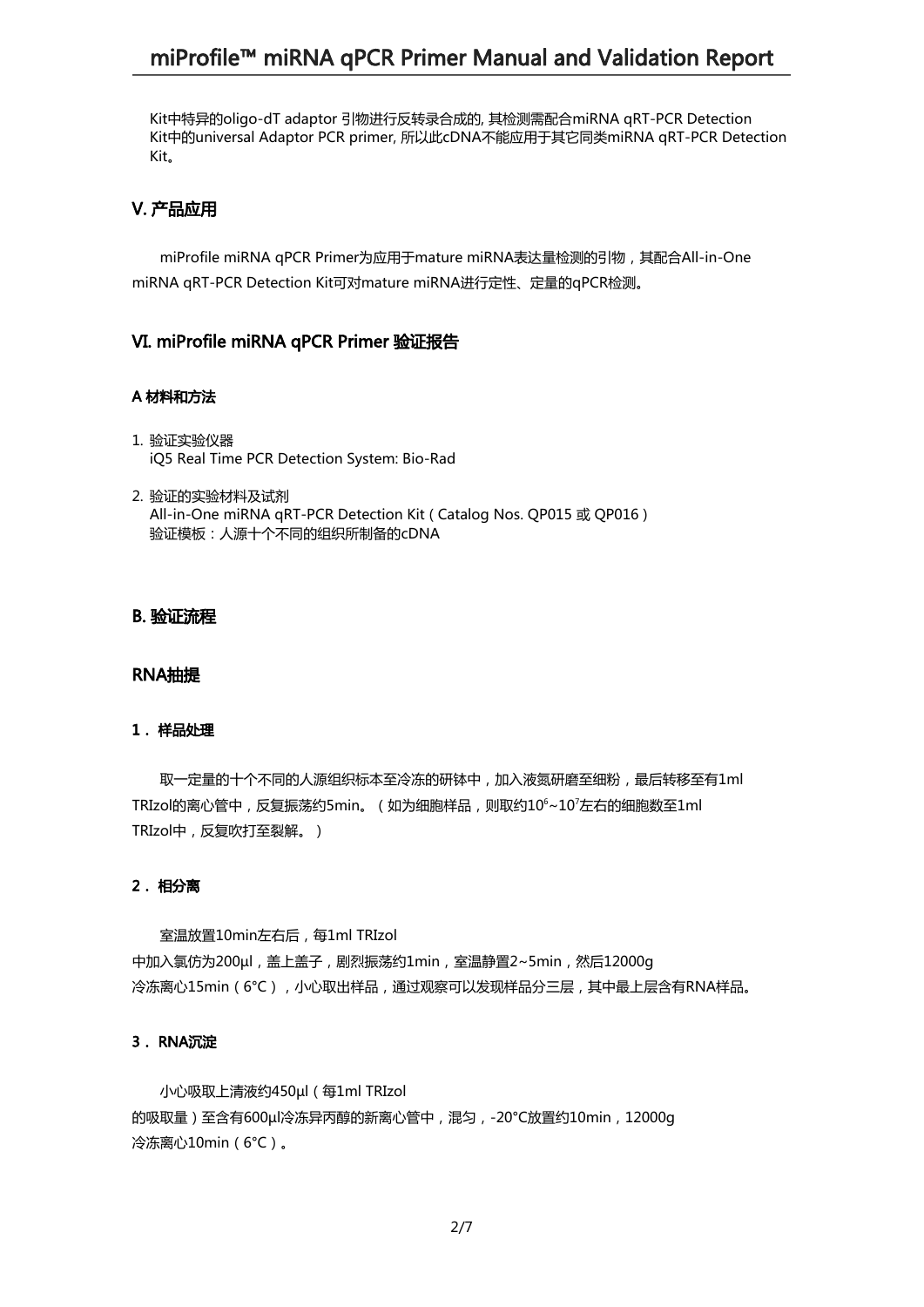Kit中特异的oligo-dT adaptor 引物进行反转录合成的, 其检测需配合miRNA qRT-PCR Detection Kit中的universal Adaptor PCR primer, 所以此cDNA不能应用于其它同类miRNA qRT-PCR Detection Kit。

## V. 产品应用

miProfile miRNA qPCR Primer为应用于mature miRNA表达量检测的引物，其配合All-in-One miRNA qRT-PCR Detection Kit可对mature miRNA进行定性、定量的qPCR检测。

## VI. miProfile miRNA qPCR Primer 验证报告

### A 材料和方法

1. 验证实验仪器
   iQ5 Real Time PCR Detection System: Bio-Rad

2. 验证的实验材料及试剂
   All-in-One miRNA qRT-PCR Detection Kit（Catalog Nos. QP015 或 QP016）
   验证模板：人源十个不同的组织所制备的cDNA

## B. 验证流程

## RNA抽提

### 1．样品处理

取一定量的十个不同的人源组织标本至冷冻的研钵中，加入液氮研磨至细粉，最后转移至有1ml TRIzol的离心管中，反复振荡约5min。（如为细胞样品，则取约$10^6$~$10^7$左右的细胞数至1ml TRIzol中，反复吹打至裂解。）

### 2．相分离

室温放置10min左右后，每1ml TRIzol 中加入氯仿为200µl，盖上盖子，剧烈振荡约1min，室温静置2~5min，然后12000g 冷冻离心15min（6°C），小心取出样品，通过观察可以发现样品分三层，其中最上层含有RNA样品。

### 3．RNA沉淀

小心吸取上清液约450µl（每1ml TRIzol 的吸取量）至含有600µl冷冻异丙醇的新离心管中，混匀，-20°C放置约10min，12000g 冷冻离心10min（6°C）。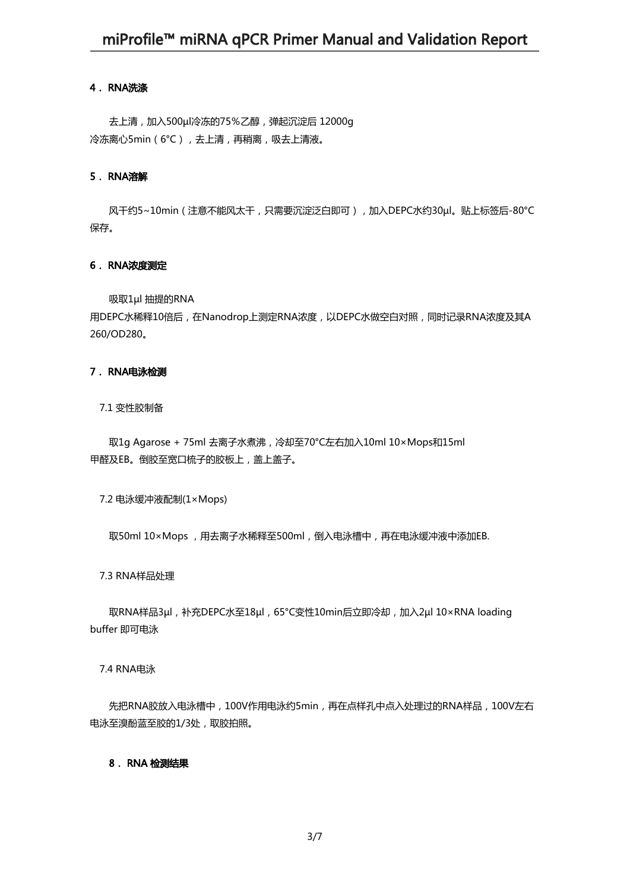### 4．RNA洗涤

去上清，加入500μl冷冻的75%乙醇，弹起沉淀后 12000g
冷冻离心5min（6°C），去上清，再稍离，吸去上清液。

### 5．RNA溶解

风干约5~10min（注意不能风太干，只需要沉淀泛白即可），加入DEPC水约30μl。贴上标签后-80°C保存。

### 6．RNA浓度测定

吸取1μl 抽提的RNA
用DEPC水稀释10倍后，在Nanodrop上测定RNA浓度，以DEPC水做空白对照，同时记录RNA浓度及其A260/OD280。

### 7．RNA电泳检测

7.1 变性胶制备

取1g Agarose + 75ml 去离子水煮沸，冷却至70°C左右加入10ml 10×Mops和15ml
甲醛及EB。倒胶至宽口梳子的胶板上，盖上盖子。

7.2 电泳缓冲液配制(1×Mops)

取50ml 10×Mops ，用去离子水稀释至500ml，倒入电泳槽中，再在电泳缓冲液中添加EB.

7.3 RNA样品处理

取RNA样品3μl，补充DEPC水至18μl，65°C变性10min后立即冷却，加入2μl 10×RNA loading buffer 即可电泳

7.4 RNA电泳

先把RNA胶放入电泳槽中，100V作用电泳约5min，再在点样孔中点入处理过的RNA样品，100V左右电泳至溴酚蓝至胶的1/3处，取胶拍照。

### 8．RNA 检测结果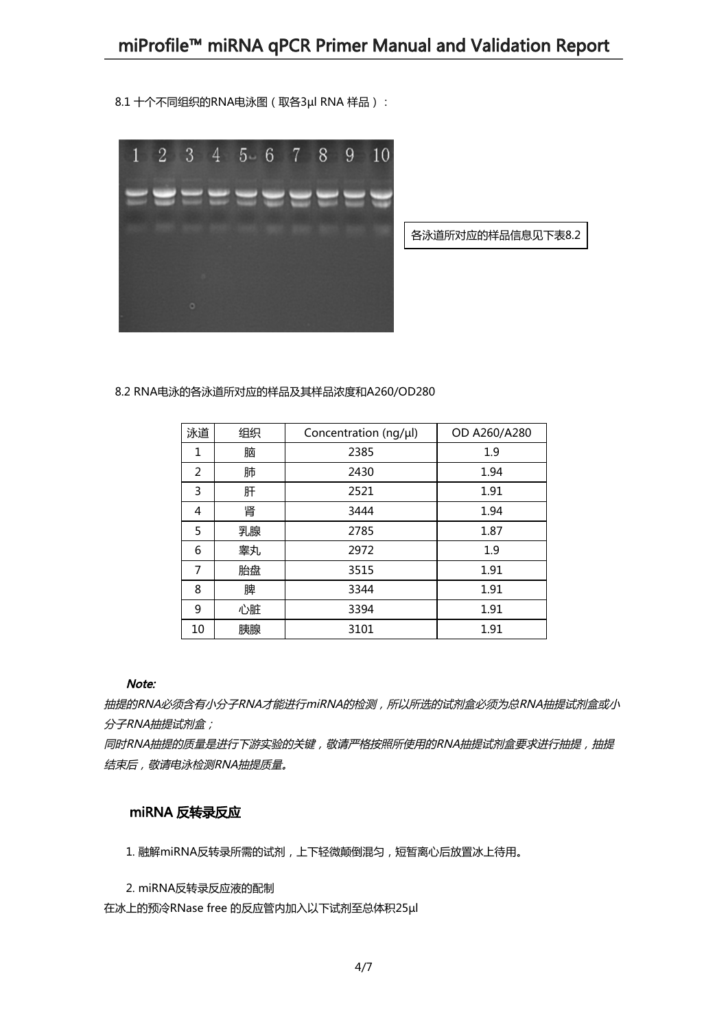8.1 十个不同组织的RNA电泳图（取各3μl RNA 样品）：

各泳道所对应的样品信息见下表8.2

8.2 RNA电泳的各泳道所对应的样品及其样品浓度和A260/OD280

| 泳道 | 组织 | Concentration (ng/μl) | OD A260/A280 |
|---|---|---|---|
| 1 | 脑 | 2385 | 1.9 |
| 2 | 肺 | 2430 | 1.94 |
| 3 | 肝 | 2521 | 1.91 |
| 4 | 肾 | 3444 | 1.94 |
| 5 | 乳腺 | 2785 | 1.87 |
| 6 | 睾丸 | 2972 | 1.9 |
| 7 | 胎盘 | 3515 | 1.91 |
| 8 | 脾 | 3344 | 1.91 |
| 9 | 心脏 | 3394 | 1.91 |
| 10 | 胰腺 | 3101 | 1.91 |

***Note:***

*抽提的RNA必须含有小分子RNA才能进行miRNA的检测，所以所选的试剂盒必须为总RNA抽提试剂盒或小分子RNA抽提试剂盒；*

*同时RNA抽提的质量是进行下游实验的关键，敬请严格按照所使用的RNA抽提试剂盒要求进行抽提，抽提结束后，敬请电泳检测RNA抽提质量。*

## miRNA 反转录反应

1. 融解miRNA反转录所需的试剂，上下轻微颠倒混匀，短暂离心后放置冰上待用。

2. miRNA反转录反应液的配制

在冰上的预冷RNase free 的反应管内加入以下试剂至总体积25μl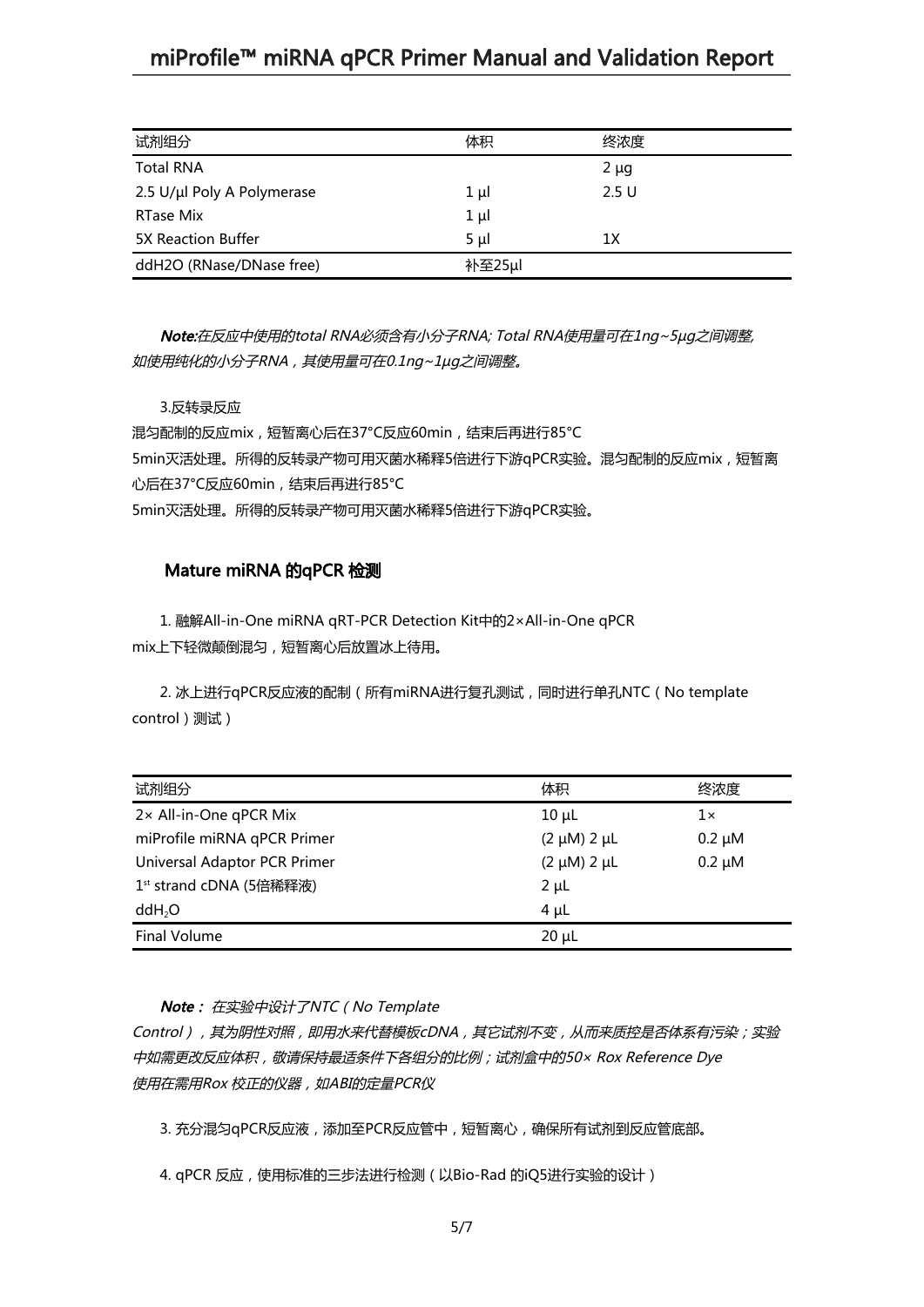| 试剂组分 | 体积 | 终浓度 |
| --- | --- | --- |
| Total RNA | | 2 μg |
| 2.5 U/μl Poly A Polymerase | 1 μl | 2.5 U |
| RTase Mix | 1 μl | |
| 5X Reaction Buffer | 5 μl | 1X |
| ddH2O (RNase/DNase free) | 补至25μl | |

***Note:****在反应中使用的total RNA必须含有小分子RNA; Total RNA使用量可在1ng~5μg之间调整,如使用纯化的小分子RNA，其使用量可在0.1ng~1μg之间调整。*

3.反转录反应

混匀配制的反应mix，短暂离心后在37°C反应60min，结束后再进行85°C 5min灭活处理。所得的反转录产物可用灭菌水稀释5倍进行下游qPCR实验。混匀配制的反应mix，短暂离心后在37°C反应60min，结束后再进行85°C 5min灭活处理。所得的反转录产物可用灭菌水稀释5倍进行下游qPCR实验。

## Mature miRNA 的qPCR 检测

1. 融解All-in-One miRNA qRT-PCR Detection Kit中的2×All-in-One qPCR mix上下轻微颠倒混匀，短暂离心后放置冰上待用。

2. 冰上进行qPCR反应液的配制（所有miRNA进行复孔测试，同时进行单孔NTC（No template control）测试）

| 试剂组分 | 体积 | 终浓度 |
| --- | --- | --- |
| 2× All-in-One qPCR Mix | 10 μL | 1× |
| miProfile miRNA qPCR Primer | (2 μM) 2 μL | 0.2 μM |
| Universal Adaptor PCR Primer | (2 μM) 2 μL | 0.2 μM |
| 1st strand cDNA (5倍稀释液) | 2 μL | |
| $ddH_2O$ | 4 μL | |
| Final Volume | 20 μL | |

***Note：*** *在实验中设计了NTC（No Template Control），其为阴性对照，即用水来代替模板cDNA，其它试剂不变，从而来质控是否体系有污染；实验中如需更改反应体积，敬请保持最适条件下各组分的比例；试剂盒中的50× Rox Reference Dye使用在需用Rox 校正的仪器，如ABI的定量PCR仪*

3. 充分混匀qPCR反应液，添加至PCR反应管中，短暂离心，确保所有试剂到反应管底部。

4. qPCR 反应，使用标准的三步法进行检测（以Bio-Rad 的iQ5进行实验的设计）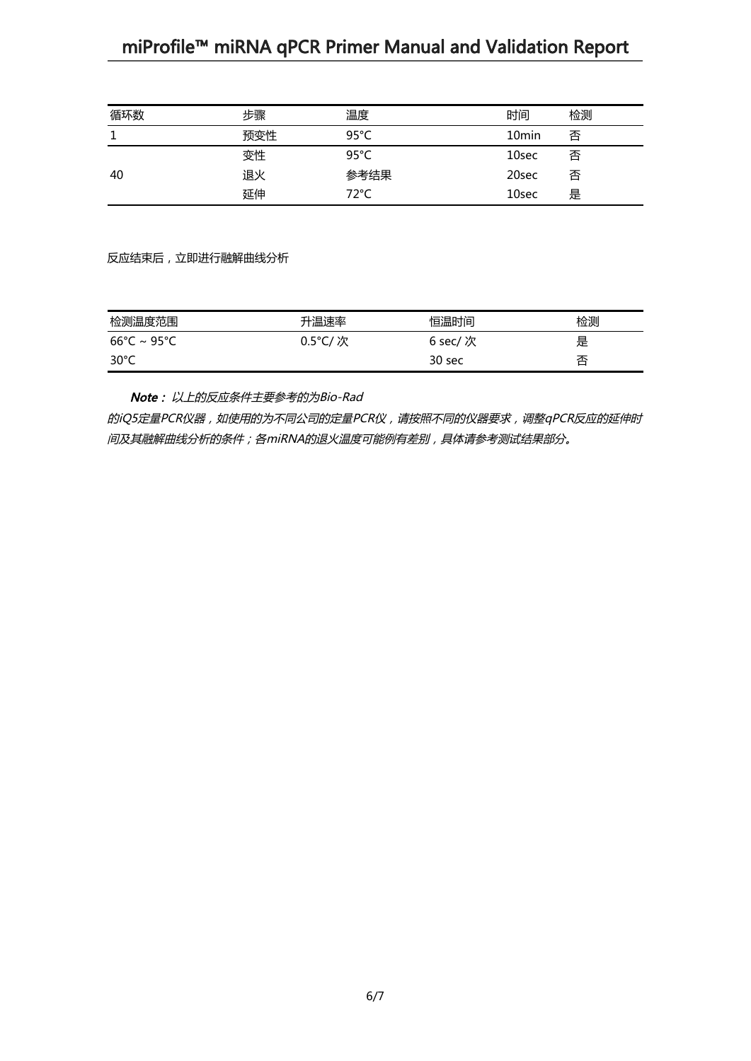| 循环数 | 步骤 | 温度 | 时间 | 检测 |
|---|---|---|---|---|
| 1 | 预变性 | 95°C | 10min | 否 |
| 40 | 变性 | 95°C | 10sec | 否 |
| | 退火 | 参考结果 | 20sec | 否 |
| | 延伸 | 72°C | 10sec | 是 |

反应结束后，立即进行融解曲线分析

| 检测温度范围 | 升温速率 | 恒温时间 | 检测 |
|---|---|---|---|
| 66°C ~ 95°C | 0.5°C/ 次 | 6 sec/ 次 | 是 |
| 30°C | | 30 sec | 否 |

***Note：*** *以上的反应条件主要参考的为Bio-Rad的iQ5定量PCR仪器，如使用的为不同公司的定量PCR仪，请按照不同的仪器要求，调整qPCR反应的延伸时间及其融解曲线分析的条件；各miRNA的退火温度可能例有差别，具体请参考测试结果部分。*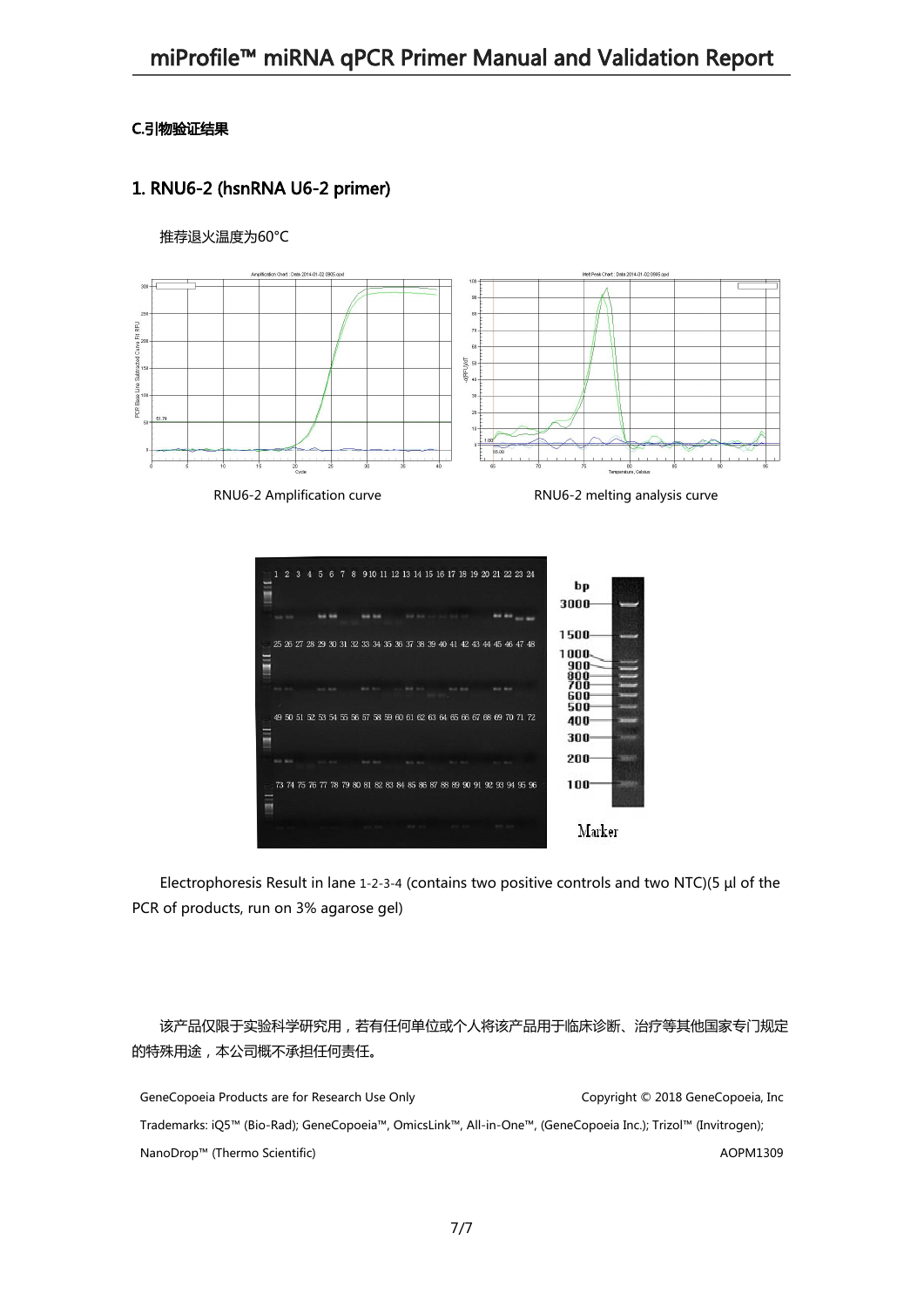**C.引物验证结果**

## 1. RNU6-2 (hsnRNA U6-2 primer)

推荐退火温度为60°C

RNU6-2 Amplification curve

RNU6-2 melting analysis curve

Electrophoresis Result in lane 1-2-3-4 (contains two positive controls and two NTC)(5 µl of the PCR of products, run on 3% agarose gel)

该产品仅限于实验科学研究用，若有任何单位或个人将该产品用于临床诊断、治疗等其他国家专门规定的特殊用途，本公司概不承担任何责任。

GeneCopoeia Products are for Research Use Only

Copyright © 2018 GeneCopoeia, Inc

Trademarks: iQ5™ (Bio-Rad); GeneCopoeia™, OmicsLink™, All-in-One™, (GeneCopoeia Inc.); Trizol™ (Invitrogen); NanoDrop™ (Thermo Scientific)

AOPM1309